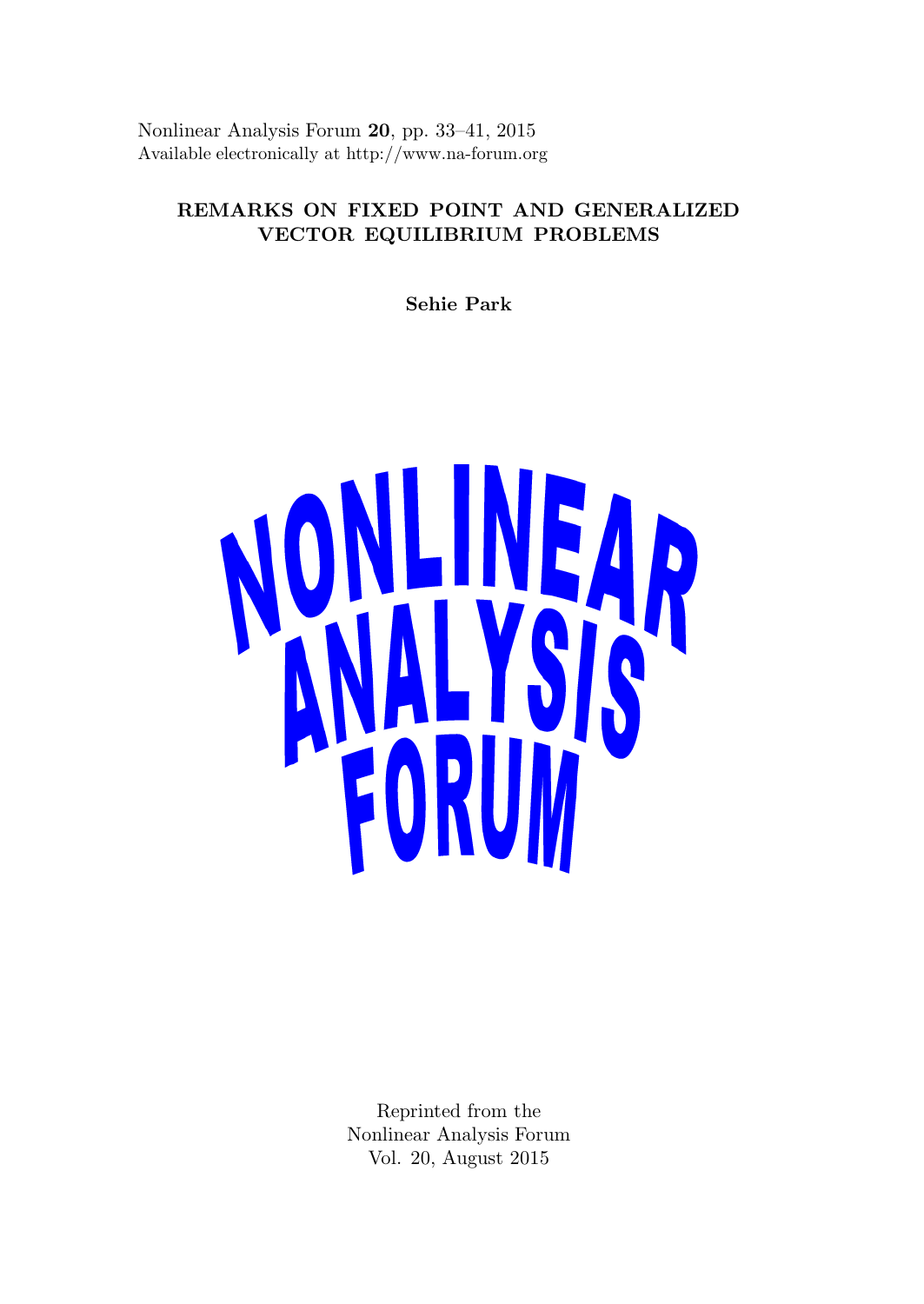Nonlinear Analysis Forum **20**, pp. 33–41, 2015
Available electronically at http://www.na-forum.org

# REMARKS ON FIXED POINT AND GENERALIZED VECTOR EQUILIBRIUM PROBLEMS

**Sehie Park**

NONLINEAR ANALYSIS FORUM

Reprinted from the
Nonlinear Analysis Forum
Vol. 20, August 2015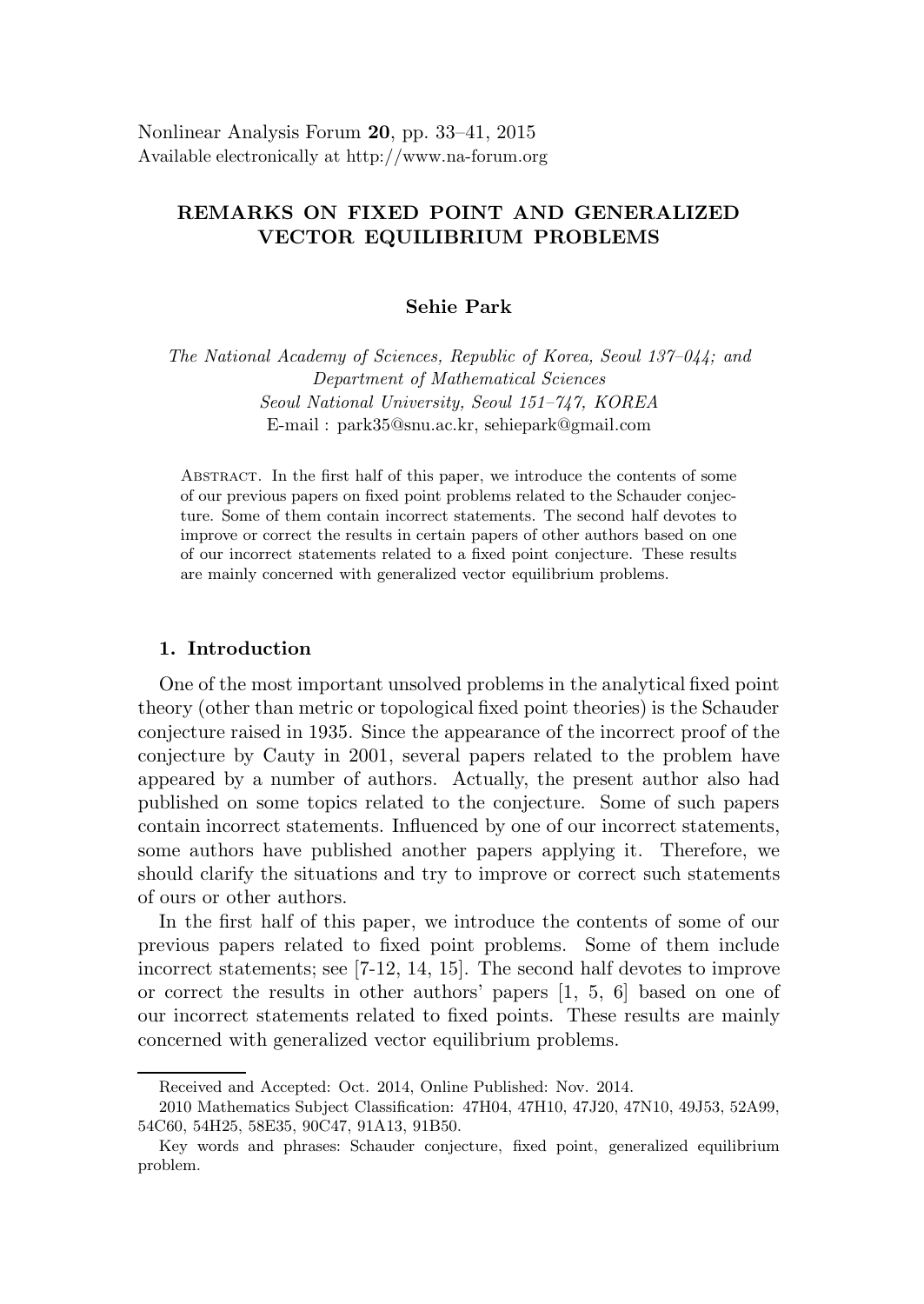Nonlinear Analysis Forum **20**, pp. 33–41, 2015
Available electronically at http://www.na-forum.org

# REMARKS ON FIXED POINT AND GENERALIZED VECTOR EQUILIBRIUM PROBLEMS

**Sehie Park**

*The National Academy of Sciences, Republic of Korea, Seoul 137–044; and Department of Mathematical Sciences Seoul National University, Seoul 151–747, KOREA*
E-mail : park35@snu.ac.kr, sehiepark@gmail.com

Abstract. In the first half of this paper, we introduce the contents of some of our previous papers on fixed point problems related to the Schauder conjecture. Some of them contain incorrect statements. The second half devotes to improve or correct the results in certain papers of other authors based on one of our incorrect statements related to a fixed point conjecture. These results are mainly concerned with generalized vector equilibrium problems.

## 1. Introduction

One of the most important unsolved problems in the analytical fixed point theory (other than metric or topological fixed point theories) is the Schauder conjecture raised in 1935. Since the appearance of the incorrect proof of the conjecture by Cauty in 2001, several papers related to the problem have appeared by a number of authors. Actually, the present author also had published on some topics related to the conjecture. Some of such papers contain incorrect statements. Influenced by one of our incorrect statements, some authors have published another papers applying it. Therefore, we should clarify the situations and try to improve or correct such statements of ours or other authors.

In the first half of this paper, we introduce the contents of some of our previous papers related to fixed point problems. Some of them include incorrect statements; see [7-12, 14, 15]. The second half devotes to improve or correct the results in other authors' papers [1, 5, 6] based on one of our incorrect statements related to fixed points. These results are mainly concerned with generalized vector equilibrium problems.

Received and Accepted: Oct. 2014, Online Published: Nov. 2014.

2010 Mathematics Subject Classification: 47H04, 47H10, 47J20, 47N10, 49J53, 52A99, 54C60, 54H25, 58E35, 90C47, 91A13, 91B50.

Key words and phrases: Schauder conjecture, fixed point, generalized equilibrium problem.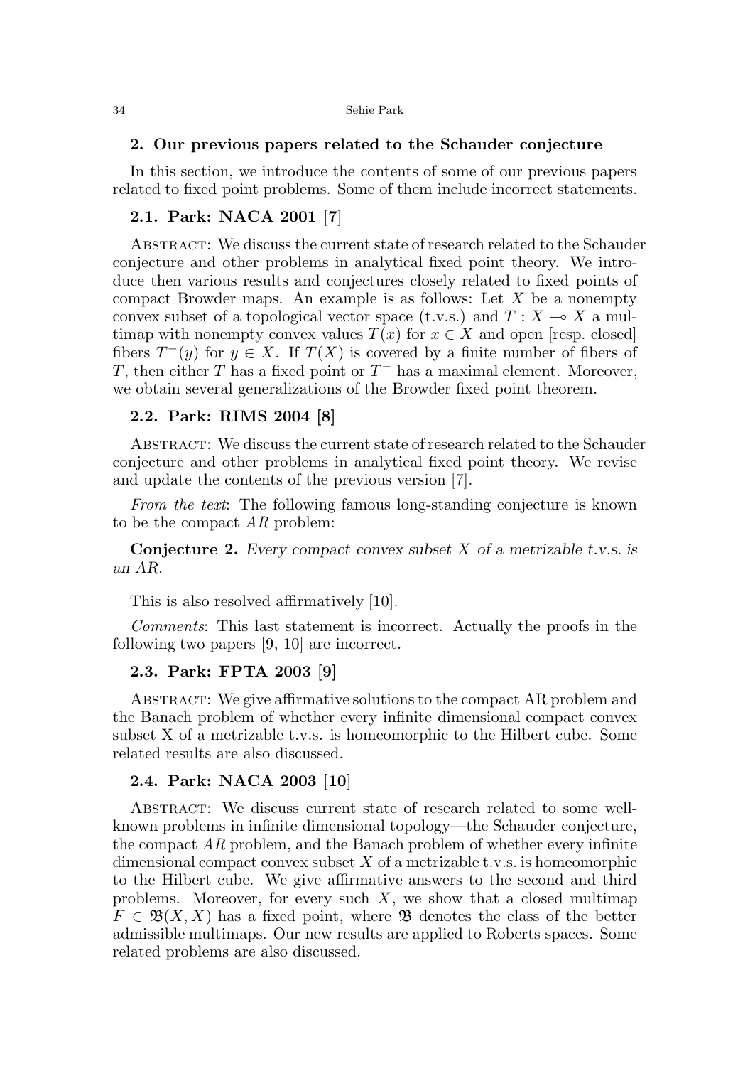## 2. Our previous papers related to the Schauder conjecture

In this section, we introduce the contents of some of our previous papers related to fixed point problems. Some of them include incorrect statements.

### 2.1. Park: NACA 2001 [7]

Abstract: We discuss the current state of research related to the Schauder conjecture and other problems in analytical fixed point theory. We introduce then various results and conjectures closely related to fixed points of compact Browder maps. An example is as follows: Let $X$ be a nonempty convex subset of a topological vector space (t.v.s.) and $T : X \multimap X$ a multimap with nonempty convex values $T(x)$ for $x \in X$ and open [resp. closed] fibers $T^{-}(y)$ for $y \in X$. If $T(X)$ is covered by a finite number of fibers of $T$, then either $T$ has a fixed point or $T^{-}$ has a maximal element. Moreover, we obtain several generalizations of the Browder fixed point theorem.

### 2.2. Park: RIMS 2004 [8]

Abstract: We discuss the current state of research related to the Schauder conjecture and other problems in analytical fixed point theory. We revise and update the contents of the previous version [7].

*From the text*: The following famous long-standing conjecture is known to be the compact $AR$ problem:

**Conjecture 2.** *Every compact convex subset $X$ of a metrizable t.v.s. is an AR.*

This is also resolved affirmatively [10].

*Comments*: This last statement is incorrect. Actually the proofs in the following two papers [9, 10] are incorrect.

### 2.3. Park: FPTA 2003 [9]

Abstract: We give affirmative solutions to the compact AR problem and the Banach problem of whether every infinite dimensional compact convex subset X of a metrizable t.v.s. is homeomorphic to the Hilbert cube. Some related results are also discussed.

### 2.4. Park: NACA 2003 [10]

Abstract: We discuss current state of research related to some well-known problems in infinite dimensional topology—the Schauder conjecture, the compact $AR$ problem, and the Banach problem of whether every infinite dimensional compact convex subset $X$ of a metrizable t.v.s. is homeomorphic to the Hilbert cube. We give affirmative answers to the second and third problems. Moreover, for every such $X$, we show that a closed multimap $F \in \mathfrak{B}(X, X)$ has a fixed point, where $\mathfrak{B}$ denotes the class of the better admissible multimaps. Our new results are applied to Roberts spaces. Some related problems are also discussed.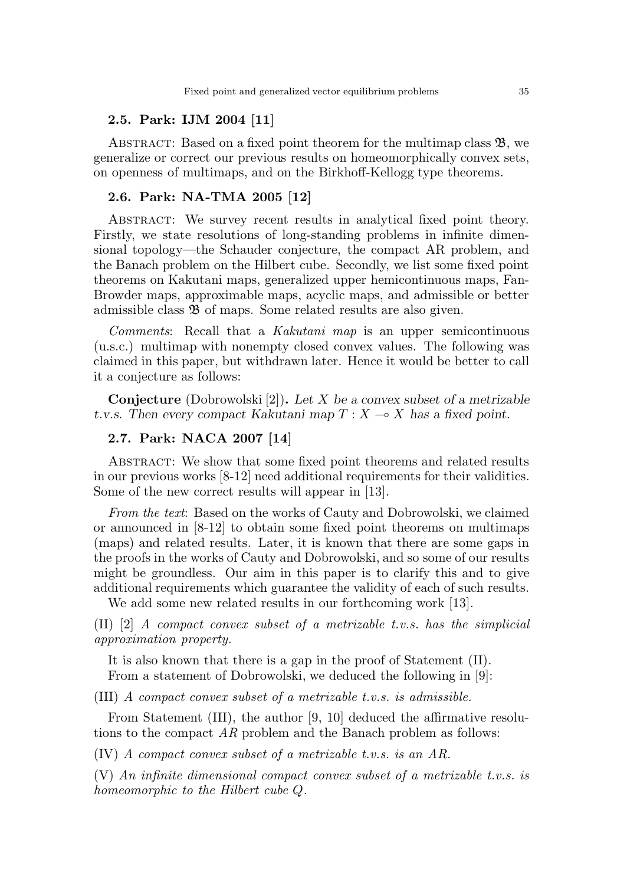### 2.5. Park: IJM 2004 [11]

Abstract: Based on a fixed point theorem for the multimap class $\mathfrak{B}$, we generalize or correct our previous results on homeomorphically convex sets, on openness of multimaps, and on the Birkhoff-Kellogg type theorems.

### 2.6. Park: NA-TMA 2005 [12]

Abstract: We survey recent results in analytical fixed point theory. Firstly, we state resolutions of long-standing problems in infinite dimensional topology—the Schauder conjecture, the compact AR problem, and the Banach problem on the Hilbert cube. Secondly, we list some fixed point theorems on Kakutani maps, generalized upper hemicontinuous maps, Fan-Browder maps, approximable maps, acyclic maps, and admissible or better admissible class $\mathfrak{B}$ of maps. Some related results are also given.

*Comments*: Recall that a *Kakutani map* is an upper semicontinuous (u.s.c.) multimap with nonempty closed convex values. The following was claimed in this paper, but withdrawn later. Hence it would be better to call it a conjecture as follows:

**Conjecture** (Dobrowolski [2]). *Let $X$ be a convex subset of a metrizable t.v.s. Then every compact Kakutani map $T : X \multimap X$ has a fixed point.*

### 2.7. Park: NACA 2007 [14]

Abstract: We show that some fixed point theorems and related results in our previous works [8-12] need additional requirements for their validities. Some of the new correct results will appear in [13].

*From the text*: Based on the works of Cauty and Dobrowolski, we claimed or announced in [8-12] to obtain some fixed point theorems on multimaps (maps) and related results. Later, it is known that there are some gaps in the proofs in the works of Cauty and Dobrowolski, and so some of our results might be groundless. Our aim in this paper is to clarify this and to give additional requirements which guarantee the validity of each of such results.

We add some new related results in our forthcoming work [13].

(II) [2] *A compact convex subset of a metrizable t.v.s. has the simplicial approximation property.*

It is also known that there is a gap in the proof of Statement (II).

From a statement of Dobrowolski, we deduced the following in [9]:

(III) *A compact convex subset of a metrizable t.v.s. is admissible.*

From Statement (III), the author [9, 10] deduced the affirmative resolutions to the compact $AR$ problem and the Banach problem as follows:

(IV) *A compact convex subset of a metrizable t.v.s. is an AR.*

(V) *An infinite dimensional compact convex subset of a metrizable t.v.s. is homeomorphic to the Hilbert cube $Q$.*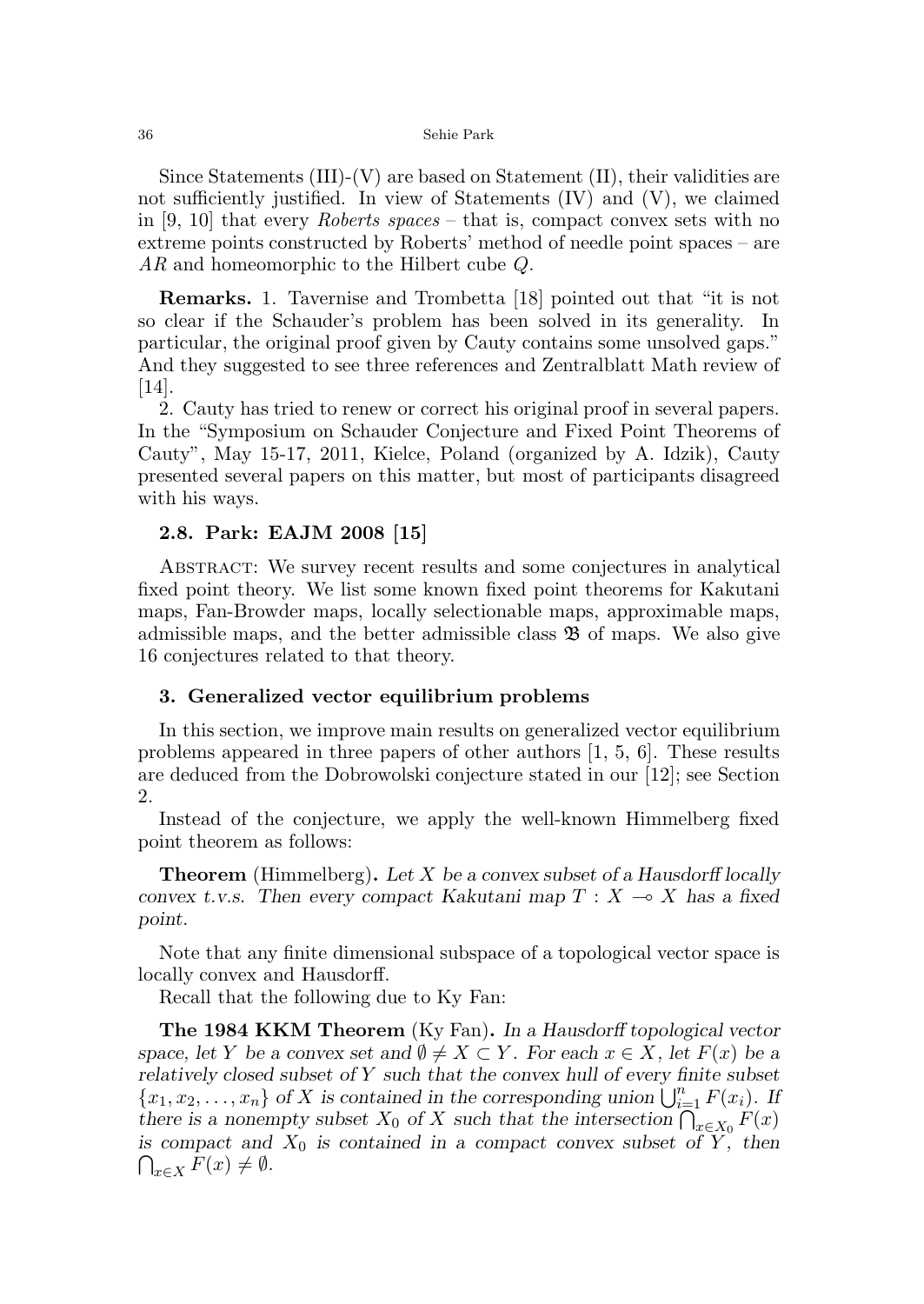Since Statements (III)-(V) are based on Statement (II), their validities are not sufficiently justified. In view of Statements (IV) and (V), we claimed in [9, 10] that every *Roberts spaces* – that is, compact convex sets with no extreme points constructed by Roberts' method of needle point spaces – are $AR$ and homeomorphic to the Hilbert cube $Q$.

**Remarks.** 1. Tavernise and Trombetta [18] pointed out that "it is not so clear if the Schauder's problem has been solved in its generality. In particular, the original proof given by Cauty contains some unsolved gaps." And they suggested to see three references and Zentralblatt Math review of [14].

2. Cauty has tried to renew or correct his original proof in several papers. In the "Symposium on Schauder Conjecture and Fixed Point Theorems of Cauty", May 15-17, 2011, Kielce, Poland (organized by A. Idzik), Cauty presented several papers on this matter, but most of participants disagreed with his ways.

### 2.8. Park: EAJM 2008 [15]

Abstract: We survey recent results and some conjectures in analytical fixed point theory. We list some known fixed point theorems for Kakutani maps, Fan-Browder maps, locally selectionable maps, approximable maps, admissible maps, and the better admissible class $\mathfrak{B}$ of maps. We also give 16 conjectures related to that theory.

## 3. Generalized vector equilibrium problems

In this section, we improve main results on generalized vector equilibrium problems appeared in three papers of other authors [1, 5, 6]. These results are deduced from the Dobrowolski conjecture stated in our [12]; see Section 2.

Instead of the conjecture, we apply the well-known Himmelberg fixed point theorem as follows:

**Theorem** (Himmelberg). *Let $X$ be a convex subset of a Hausdorff locally convex t.v.s. Then every compact Kakutani map $T : X \multimap X$ has a fixed point.*

Note that any finite dimensional subspace of a topological vector space is locally convex and Hausdorff.

Recall that the following due to Ky Fan:

**The 1984 KKM Theorem** (Ky Fan). *In a Hausdorff topological vector space, let $Y$ be a convex set and $\emptyset \neq X \subset Y$. For each $x \in X$, let $F(x)$ be a relatively closed subset of $Y$ such that the convex hull of every finite subset $\{x_1, x_2, \ldots, x_n\}$ of $X$ is contained in the corresponding union $\bigcup_{i=1}^{n} F(x_i)$. If there is a nonempty subset $X_0$ of $X$ such that the intersection $\bigcap_{x\in X_0} F(x)$ is compact and $X_0$ is contained in a compact convex subset of $Y$, then $\bigcap_{x\in X} F(x) \neq \emptyset$.*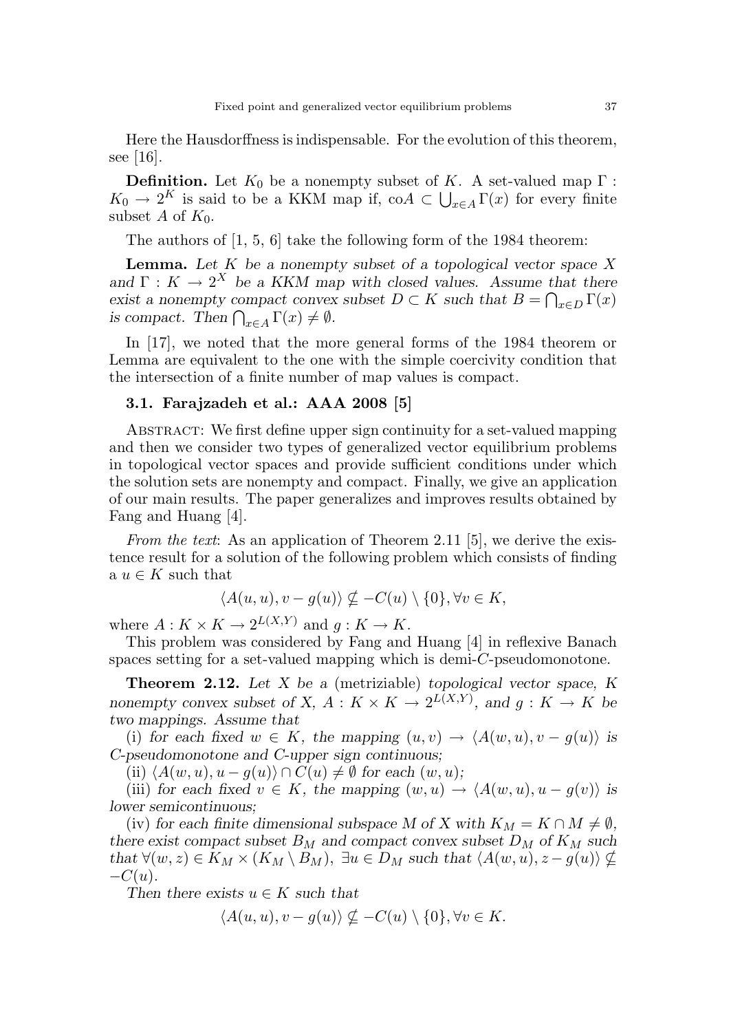Here the Hausdorffness is indispensable. For the evolution of this theorem, see [16].

**Definition.** Let $K_0$ be a nonempty subset of $K$. A set-valued map $\Gamma : K_0 \to 2^K$ is said to be a KKM map if, $\mathrm{co}A \subset \bigcup_{x \in A} \Gamma(x)$ for every finite subset $A$ of $K_0$.

The authors of [1, 5, 6] take the following form of the 1984 theorem:

**Lemma.** *Let $K$ be a nonempty subset of a topological vector space $X$ and $\Gamma : K \to 2^X$ be a KKM map with closed values. Assume that there exist a nonempty compact convex subset $D \subset K$ such that $B = \bigcap_{x \in D} \Gamma(x)$ is compact. Then $\bigcap_{x \in A} \Gamma(x) \neq \emptyset$.*

In [17], we noted that the more general forms of the 1984 theorem or Lemma are equivalent to the one with the simple coercivity condition that the intersection of a finite number of map values is compact.

### 3.1. Farajzadeh et al.: AAA 2008 [5]

Abstract: We first define upper sign continuity for a set-valued mapping and then we consider two types of generalized vector equilibrium problems in topological vector spaces and provide sufficient conditions under which the solution sets are nonempty and compact. Finally, we give an application of our main results. The paper generalizes and improves results obtained by Fang and Huang [4].

*From the text*: As an application of Theorem 2.11 [5], we derive the existence result for a solution of the following problem which consists of finding a $u \in K$ such that

$$\langle A(u,u), v - g(u)\rangle \nsubseteq -C(u) \setminus \{0\}, \forall v \in K,$$

where $A : K \times K \to 2^{L(X,Y)}$ and $g : K \to K$.

This problem was considered by Fang and Huang [4] in reflexive Banach spaces setting for a set-valued mapping which is demi-$C$-pseudomonotone.

**Theorem 2.12.** *Let $X$ be a* (metriziable) *topological vector space, $K$ nonempty convex subset of $X$, $A : K \times K \to 2^{L(X,Y)}$, and $g : K \to K$ be two mappings. Assume that*

(i) *for each fixed $w \in K$, the mapping $(u, v) \to \langle A(w,u), v - g(u)\rangle$ is $C$-pseudomonotone and $C$-upper sign continuous;*

(ii) *$\langle A(w,u), u - g(u)\rangle \cap C(u) \neq \emptyset$ for each $(w,u)$;*

(iii) *for each fixed $v \in K$, the mapping $(w,u) \to \langle A(w,u), u - g(v)\rangle$ is lower semicontinuous;*

(iv) *for each finite dimensional subspace $M$ of $X$ with $K_M = K \cap M \neq \emptyset$, there exist compact subset $B_M$ and compact convex subset $D_M$ of $K_M$ such that $\forall (w,z) \in K_M \times (K_M \setminus B_M)$, $\exists u \in D_M$ such that $\langle A(w,u), z - g(u)\rangle \nsubseteq -C(u)$.*

*Then there exists $u \in K$ such that*

$$\langle A(u,u), v - g(u)\rangle \nsubseteq -C(u) \setminus \{0\}, \forall v \in K.$$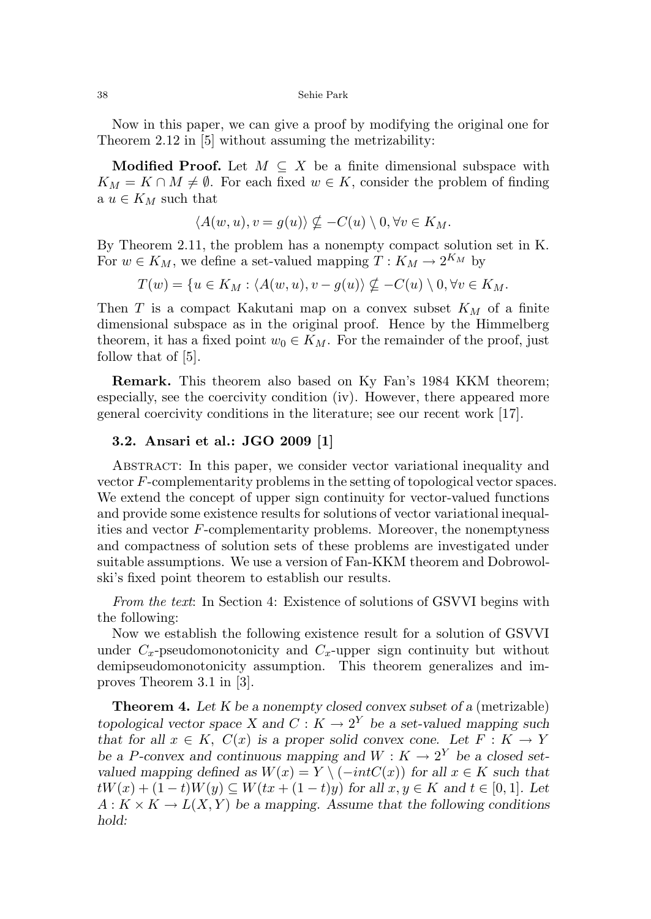Now in this paper, we can give a proof by modifying the original one for Theorem 2.12 in [5] without assuming the metrizability:

**Modified Proof.** Let $M \subseteq X$ be a finite dimensional subspace with $K_M = K \cap M \neq \emptyset$. For each fixed $w \in K$, consider the problem of finding a $u \in K_M$ such that

$$\langle A(w,u), v = g(u) \rangle \nsubseteq -C(u) \setminus 0, \forall v \in K_M.$$

By Theorem 2.11, the problem has a nonempty compact solution set in K. For $w \in K_M$, we define a set-valued mapping $T : K_M \to 2^{K_M}$ by

$$T(w) = \{u \in K_M : \langle A(w,u), v - g(u) \rangle \nsubseteq -C(u) \setminus 0, \forall v \in K_M.$$

Then $T$ is a compact Kakutani map on a convex subset $K_M$ of a finite dimensional subspace as in the original proof. Hence by the Himmelberg theorem, it has a fixed point $w_0 \in K_M$. For the remainder of the proof, just follow that of [5].

**Remark.** This theorem also based on Ky Fan's 1984 KKM theorem; especially, see the coercivity condition (iv). However, there appeared more general coercivity conditions in the literature; see our recent work [17].

### 3.2. Ansari et al.: JGO 2009 [1]

Abstract: In this paper, we consider vector variational inequality and vector $F$-complementarity problems in the setting of topological vector spaces. We extend the concept of upper sign continuity for vector-valued functions and provide some existence results for solutions of vector variational inequalities and vector $F$-complementarity problems. Moreover, the nonemptyness and compactness of solution sets of these problems are investigated under suitable assumptions. We use a version of Fan-KKM theorem and Dobrowolski's fixed point theorem to establish our results.

*From the text*: In Section 4: Existence of solutions of GSVVI begins with the following:

Now we establish the following existence result for a solution of GSVVI under $C_x$-pseudomonotonicity and $C_x$-upper sign continuity but without demipseudomonotonicity assumption. This theorem generalizes and improves Theorem 3.1 in [3].

**Theorem 4.** *Let $K$ be a nonempty closed convex subset of a* (metrizable) *topological vector space $X$ and $C : K \to 2^Y$ be a set-valued mapping such that for all $x \in K$, $C(x)$ is a proper solid convex cone. Let $F : K \to Y$ be a $P$-convex and continuous mapping and $W : K \to 2^Y$ be a closed set-valued mapping defined as $W(x) = Y \setminus (-intC(x))$ for all $x \in K$ such that $tW(x) + (1-t)W(y) \subseteq W(tx + (1-t)y)$ for all $x, y \in K$ and $t \in [0,1]$. Let $A : K \times K \to L(X,Y)$ be a mapping. Assume that the following conditions hold:*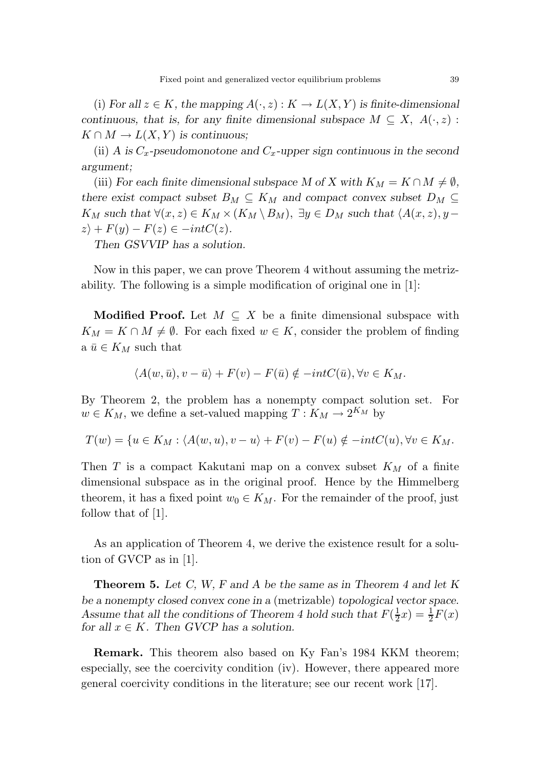(i) *For all* $z \in K$, *the mapping* $A(\cdot, z) : K \to L(X, Y)$ *is finite-dimensional continuous, that is, for any finite dimensional subspace* $M \subseteq X$, $A(\cdot, z) : K \cap M \to L(X, Y)$ *is continuous;*

(ii) $A$ *is* $C_x$*-pseudomonotone and* $C_x$*-upper sign continuous in the second argument;*

(iii) *For each finite dimensional subspace* $M$ *of* $X$ *with* $K_M = K \cap M \neq \emptyset$, *there exist compact subset* $B_M \subseteq K_M$ *and compact convex subset* $D_M \subseteq K_M$ *such that* $\forall (x, z) \in K_M \times (K_M \setminus B_M)$, $\exists y \in D_M$ *such that* $\langle A(x, z), y - z\rangle + F(y) - F(z) \in -intC(z)$.

*Then GSVVIP has a solution.*

Now in this paper, we can prove Theorem 4 without assuming the metrizability. The following is a simple modification of original one in [1]:

**Modified Proof.** Let $M \subseteq X$ be a finite dimensional subspace with $K_M = K \cap M \neq \emptyset$. For each fixed $w \in K$, consider the problem of finding a $\bar{u} \in K_M$ such that

$$\langle A(w, \bar{u}), v - \bar{u}\rangle + F(v) - F(\bar{u}) \notin -intC(\bar{u}), \forall v \in K_M.$$

By Theorem 2, the problem has a nonempty compact solution set. For $w \in K_M$, we define a set-valued mapping $T : K_M \to 2^{K_M}$ by

$$T(w) = \{u \in K_M : \langle A(w, u), v - u\rangle + F(v) - F(u) \notin -intC(u), \forall v \in K_M.$$

Then $T$ is a compact Kakutani map on a convex subset $K_M$ of a finite dimensional subspace as in the original proof. Hence by the Himmelberg theorem, it has a fixed point $w_0 \in K_M$. For the remainder of the proof, just follow that of [1].

As an application of Theorem 4, we derive the existence result for a solution of GVCP as in [1].

**Theorem 5.** *Let* $C$, $W$, $F$ *and* $A$ *be the same as in Theorem 4 and let* $K$ *be a nonempty closed convex cone in a* (metrizable) *topological vector space. Assume that all the conditions of Theorem 4 hold such that* $F(\frac{1}{2}x) = \frac{1}{2}F(x)$ *for all* $x \in K$. *Then GVCP has a solution.*

**Remark.** This theorem also based on Ky Fan's 1984 KKM theorem; especially, see the coercivity condition (iv). However, there appeared more general coercivity conditions in the literature; see our recent work [17].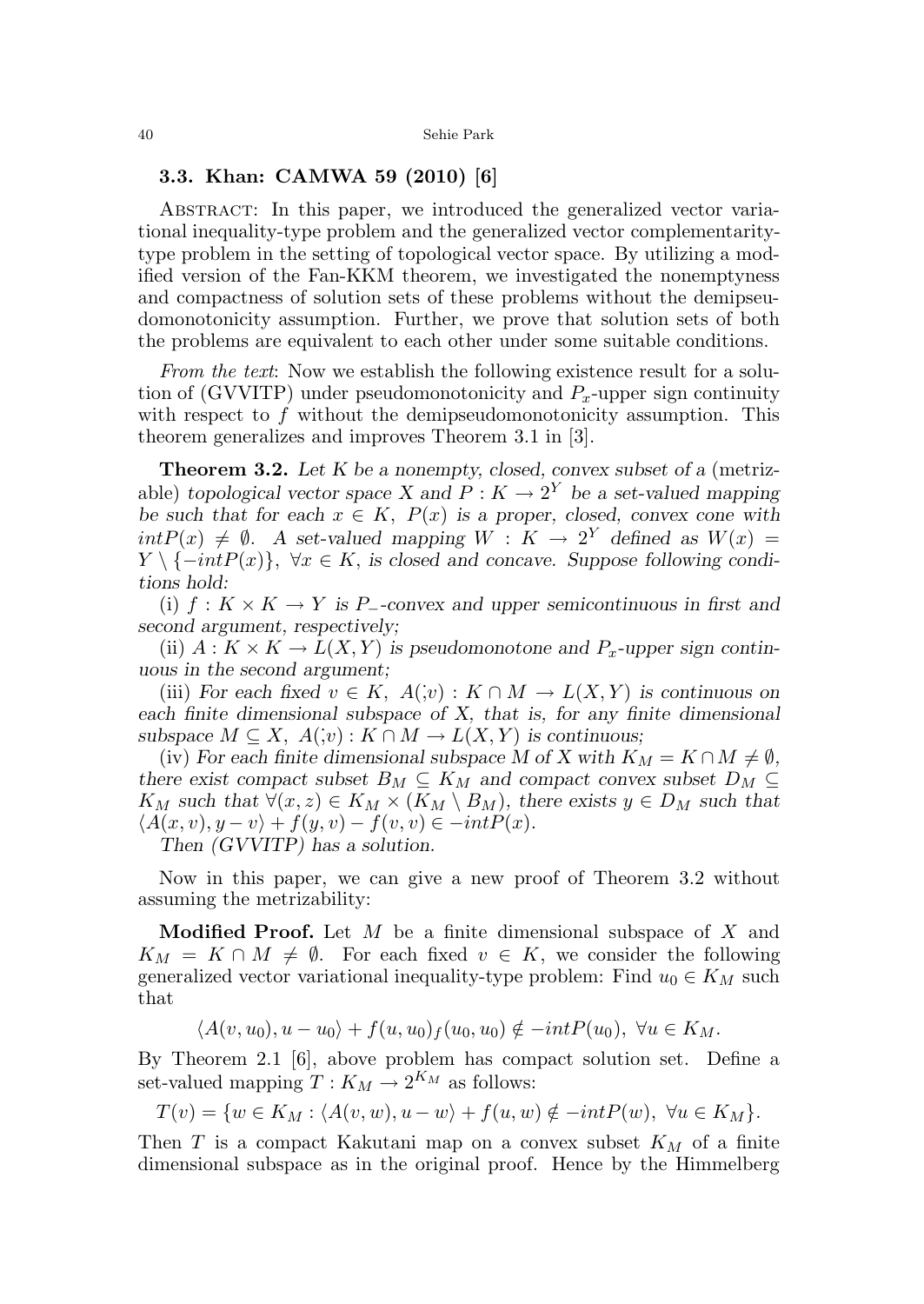### 3.3. Khan: CAMWA 59 (2010) [6]

Abstract: In this paper, we introduced the generalized vector variational inequality-type problem and the generalized vector complementarity-type problem in the setting of topological vector space. By utilizing a modified version of the Fan-KKM theorem, we investigated the nonemptyness and compactness of solution sets of these problems without the demipseudomonotonicity assumption. Further, we prove that solution sets of both the problems are equivalent to each other under some suitable conditions.

*From the text*: Now we establish the following existence result for a solution of (GVVITP) under pseudomonotonicity and $P_x$-upper sign continuity with respect to $f$ without the demipseudomonotonicity assumption. This theorem generalizes and improves Theorem 3.1 in [3].

**Theorem 3.2.** *Let $K$ be a nonempty, closed, convex subset of a* (metrizable) *topological vector space $X$ and $P : K \to 2^Y$ be a set-valued mapping be such that for each $x \in K$, $P(x)$ is a proper, closed, convex cone with $intP(x) \neq \emptyset$. A set-valued mapping $W : K \to 2^Y$ defined as $W(x) = Y \setminus \{-intP(x)\}$, $\forall x \in K$, is closed and concave. Suppose following conditions hold:*

(i) *$f : K \times K \to Y$ is $P_-$-convex and upper semicontinuous in first and second argument, respectively;*

(ii) *$A : K \times K \to L(X, Y)$ is pseudomonotone and $P_x$-upper sign continuous in the second argument;*

(iii) *For each fixed $v \in K$, $A(;v) : K \cap M \to L(X, Y)$ is continuous on each finite dimensional subspace of $X$, that is, for any finite dimensional subspace $M \subseteq X$, $A(;v) : K \cap M \to L(X, Y)$ is continuous;*

(iv) *For each finite dimensional subspace $M$ of $X$ with $K_M = K \cap M \neq \emptyset$, there exist compact subset $B_M \subseteq K_M$ and compact convex subset $D_M \subseteq K_M$ such that $\forall (x, z) \in K_M \times (K_M \setminus B_M)$, there exists $y \in D_M$ such that $\langle A(x, v), y - v\rangle + f(y, v) - f(v, v) \in -intP(x)$.*

*Then (GVVITP) has a solution.*

Now in this paper, we can give a new proof of Theorem 3.2 without assuming the metrizability:

**Modified Proof.** Let $M$ be a finite dimensional subspace of $X$ and $K_M = K \cap M \neq \emptyset$. For each fixed $v \in K$, we consider the following generalized vector variational inequality-type problem: Find $u_0 \in K_M$ such that

$$\langle A(v, u_0), u - u_0\rangle + f(u, u_0)_f(u_0, u_0) \notin -intP(u_0),\ \forall u \in K_M.$$

By Theorem 2.1 [6], above problem has compact solution set. Define a set-valued mapping $T : K_M \to 2^{K_M}$ as follows:

$$T(v) = \{w \in K_M : \langle A(v, w), u - w\rangle + f(u, w) \notin -intP(w),\ \forall u \in K_M\}.$$

Then $T$ is a compact Kakutani map on a convex subset $K_M$ of a finite dimensional subspace as in the original proof. Hence by the Himmelberg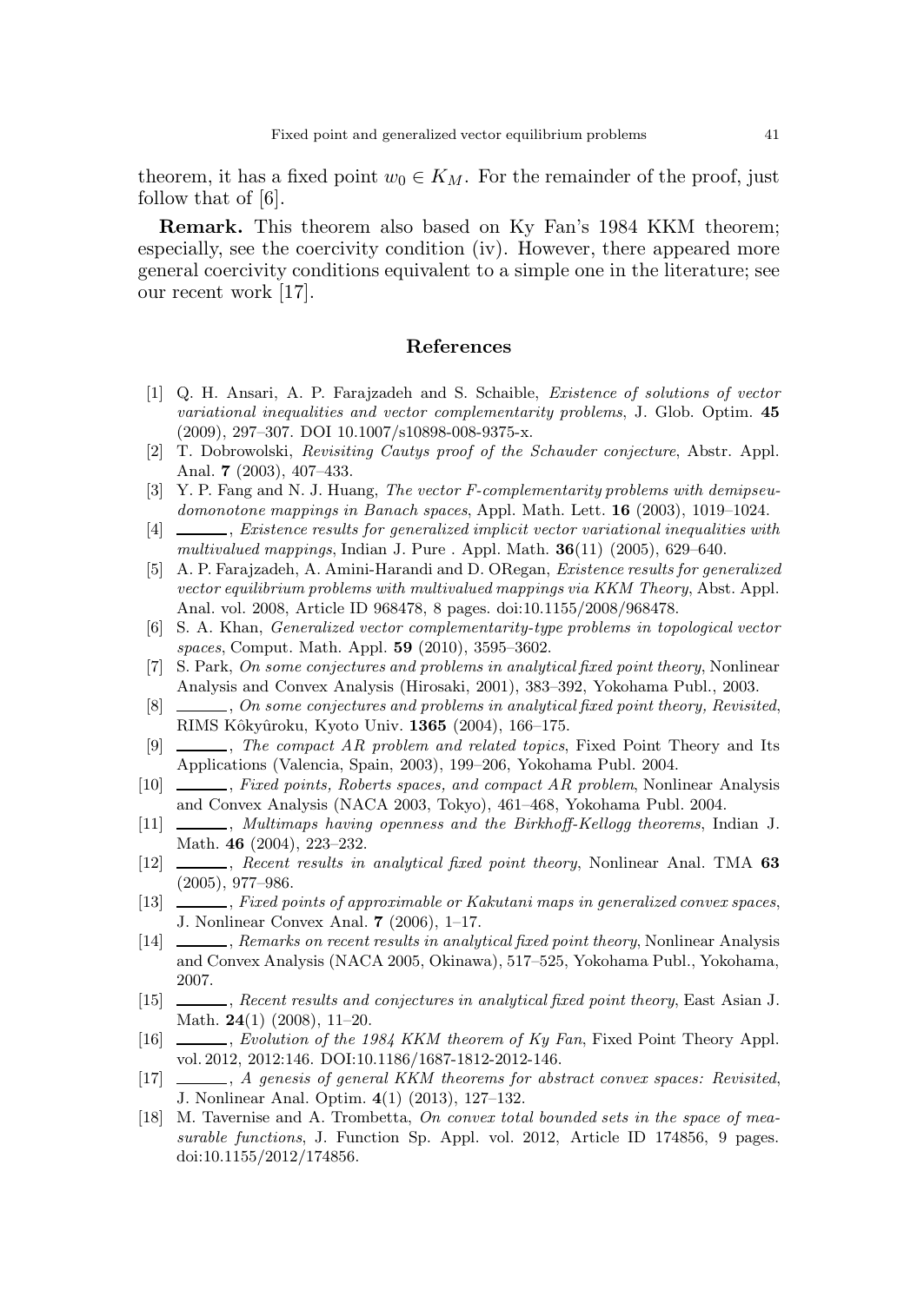theorem, it has a fixed point $w_0 \in K_M$. For the remainder of the proof, just follow that of [6].

**Remark.** This theorem also based on Ky Fan's 1984 KKM theorem; especially, see the coercivity condition (iv). However, there appeared more general coercivity conditions equivalent to a simple one in the literature; see our recent work [17].

## References

[1] Q. H. Ansari, A. P. Farajzadeh and S. Schaible, *Existence of solutions of vector variational inequalities and vector complementarity problems*, J. Glob. Optim. **45** (2009), 297–307. DOI 10.1007/s10898-008-9375-x.

[2] T. Dobrowolski, *Revisiting Cautys proof of the Schauder conjecture*, Abstr. Appl. Anal. **7** (2003), 407–433.

[3] Y. P. Fang and N. J. Huang, *The vector F-complementarity problems with demipseudomonotone mappings in Banach spaces*, Appl. Math. Lett. **16** (2003), 1019–1024.

[4] ______, *Existence results for generalized implicit vector variational inequalities with multivalued mappings*, Indian J. Pure . Appl. Math. **36**(11) (2005), 629–640.

[5] A. P. Farajzadeh, A. Amini-Harandi and D. ORegan, *Existence results for generalized vector equilibrium problems with multivalued mappings via KKM Theory*, Abst. Appl. Anal. vol. 2008, Article ID 968478, 8 pages. doi:10.1155/2008/968478.

[6] S. A. Khan, *Generalized vector complementarity-type problems in topological vector spaces*, Comput. Math. Appl. **59** (2010), 3595–3602.

[7] S. Park, *On some conjectures and problems in analytical fixed point theory*, Nonlinear Analysis and Convex Analysis (Hirosaki, 2001), 383–392, Yokohama Publ., 2003.

[8] ______, *On some conjectures and problems in analytical fixed point theory, Revisited*, RIMS Kôkyûroku, Kyoto Univ. **1365** (2004), 166–175.

[9] ______, *The compact AR problem and related topics*, Fixed Point Theory and Its Applications (Valencia, Spain, 2003), 199–206, Yokohama Publ. 2004.

[10] ______, *Fixed points, Roberts spaces, and compact AR problem*, Nonlinear Analysis and Convex Analysis (NACA 2003, Tokyo), 461–468, Yokohama Publ. 2004.

[11] ______, *Multimaps having openness and the Birkhoff-Kellogg theorems*, Indian J. Math. **46** (2004), 223–232.

[12] ______, *Recent results in analytical fixed point theory*, Nonlinear Anal. TMA **63** (2005), 977–986.

[13] ______, *Fixed points of approximable or Kakutani maps in generalized convex spaces*, J. Nonlinear Convex Anal. **7** (2006), 1–17.

[14] ______, *Remarks on recent results in analytical fixed point theory*, Nonlinear Analysis and Convex Analysis (NACA 2005, Okinawa), 517–525, Yokohama Publ., Yokohama, 2007.

[15] ______, *Recent results and conjectures in analytical fixed point theory*, East Asian J. Math. **24**(1) (2008), 11–20.

[16] ______, *Evolution of the 1984 KKM theorem of Ky Fan*, Fixed Point Theory Appl. vol. 2012, 2012:146. DOI:10.1186/1687-1812-2012-146.

[17] ______, *A genesis of general KKM theorems for abstract convex spaces: Revisited*, J. Nonlinear Anal. Optim. **4**(1) (2013), 127–132.

[18] M. Tavernise and A. Trombetta, *On convex total bounded sets in the space of measurable functions*, J. Function Sp. Appl. vol. 2012, Article ID 174856, 9 pages. doi:10.1155/2012/174856.